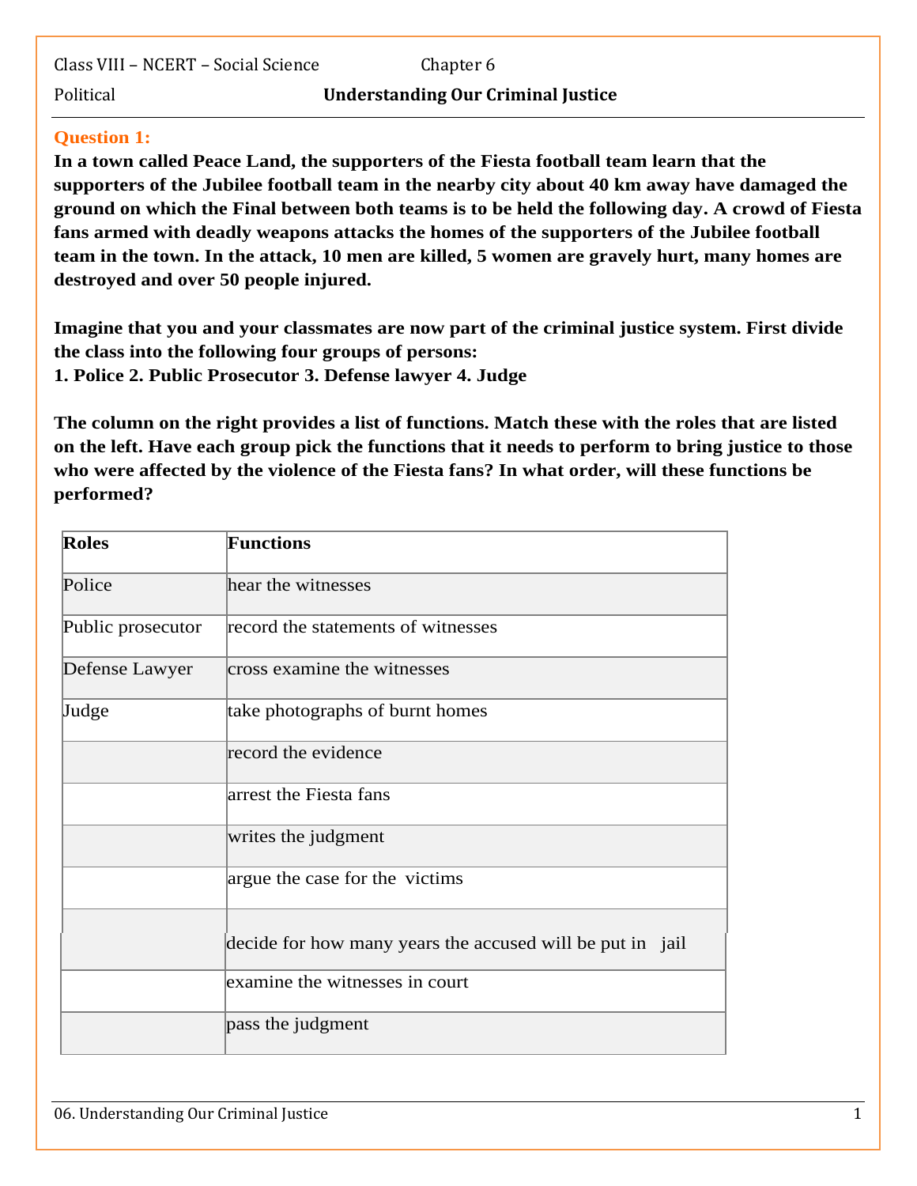Class VIII – NCERT – Social Science Chapter 6

Political **Understanding Our Criminal Justice**

**Question 1:**

**In a town called Peace Land, the supporters of the Fiesta football team learn that the supporters of the Jubilee football team in the nearby city about 40 km away have damaged the ground on which the Final between both teams is to be held the following day. A crowd of Fiesta fans armed with deadly weapons attacks the homes of the supporters of the Jubilee football team in the town. In the attack, 10 men are killed, 5 women are gravely hurt, many homes are destroyed and over 50 people injured.**

**Imagine that you and your classmates are now part of the criminal justice system. First divide the class into the following four groups of persons:**
**1. Police 2. Public Prosecutor 3. Defense lawyer 4. Judge**

**The column on the right provides a list of functions. Match these with the roles that are listed on the left. Have each group pick the functions that it needs to perform to bring justice to those who were affected by the violence of the Fiesta fans? In what order, will these functions be performed?**

| Roles | Functions |
|---|---|
| Police | hear the witnesses |
| Public prosecutor | record the statements of witnesses |
| Defense Lawyer | cross examine the witnesses |
| Judge | take photographs of burnt homes |
| | record the evidence |
| | arrest the Fiesta fans |
| | writes the judgment |
| | argue the case for the victims |
| | decide for how many years the accused will be put in jail |
| | examine the witnesses in court |
| | pass the judgment |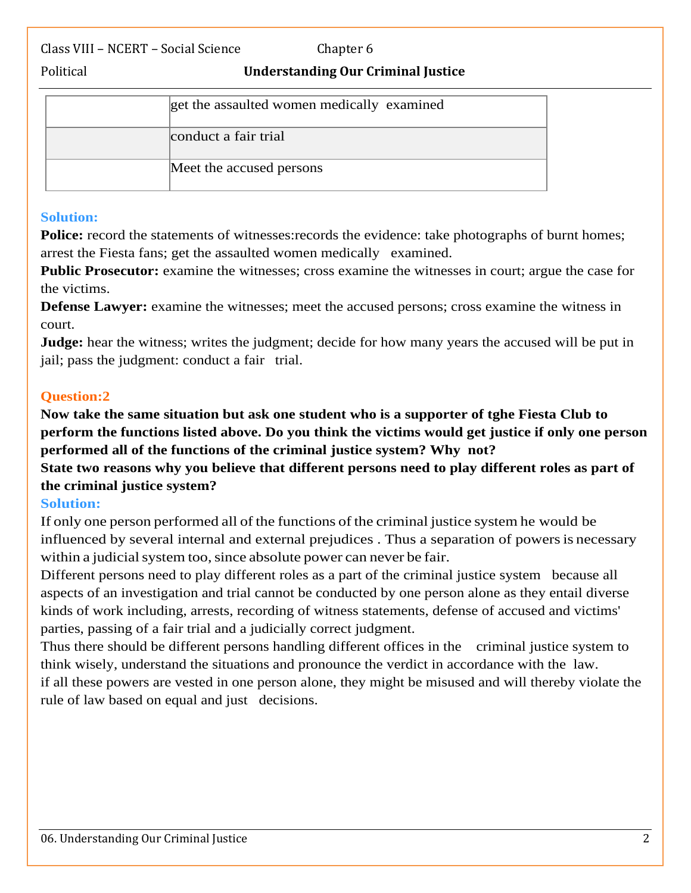| | |
|---|---|
| | get the assaulted women medically examined |
| | conduct a fair trial |
| | Meet the accused persons |

**Solution:**

**Police:** record the statements of witnesses:records the evidence: take photographs of burnt homes; arrest the Fiesta fans; get the assaulted women medically examined.

**Public Prosecutor:** examine the witnesses; cross examine the witnesses in court; argue the case for the victims.

**Defense Lawyer:** examine the witnesses; meet the accused persons; cross examine the witness in court.

**Judge:** hear the witness; writes the judgment; decide for how many years the accused will be put in jail; pass the judgment: conduct a fair trial.

**Question:2**

**Now take the same situation but ask one student who is a supporter of tghe Fiesta Club to perform the functions listed above. Do you think the victims would get justice if only one person performed all of the functions of the criminal justice system? Why not?**

**State two reasons why you believe that different persons need to play different roles as part of the criminal justice system?**

**Solution:**

If only one person performed all of the functions of the criminal justice system he would be influenced by several internal and external prejudices . Thus a separation of powers is necessary within a judicial system too, since absolute power can never be fair.

Different persons need to play different roles as a part of the criminal justice system because all aspects of an investigation and trial cannot be conducted by one person alone as they entail diverse kinds of work including, arrests, recording of witness statements, defense of accused and victims' parties, passing of a fair trial and a judicially correct judgment.

Thus there should be different persons handling different offices in the criminal justice system to think wisely, understand the situations and pronounce the verdict in accordance with the law.

if all these powers are vested in one person alone, they might be misused and will thereby violate the rule of law based on equal and just decisions.